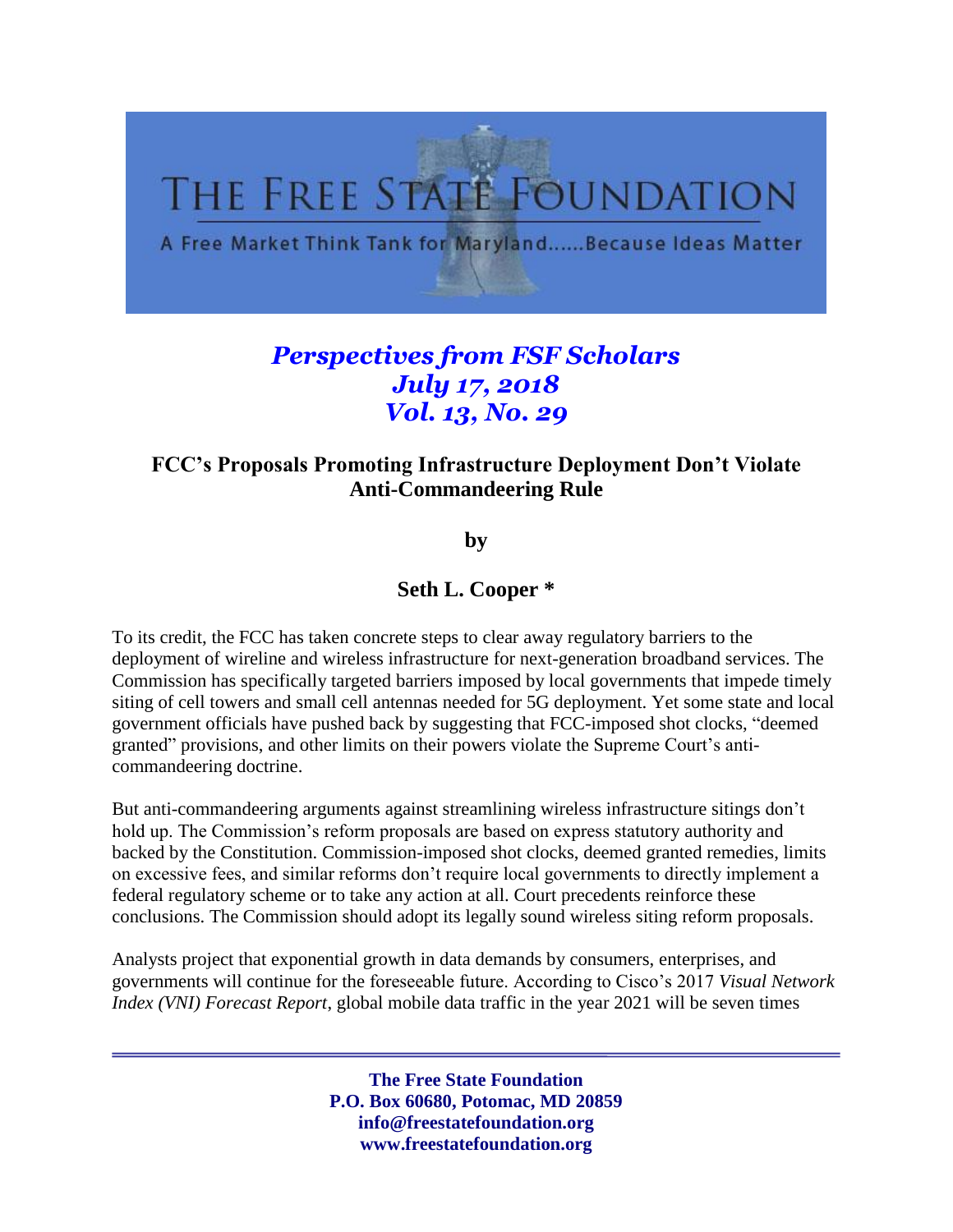# THE FREE STATE FOUNDATION

A Free Market Think Tank for Maryland......Because Ideas Matter

***Perspectives from FSF Scholars***
***July 17, 2018***
***Vol. 13, No. 29***

## FCC's Proposals Promoting Infrastructure Deployment Don't Violate Anti-Commandeering Rule

**by**

**Seth L. Cooper \***

To its credit, the FCC has taken concrete steps to clear away regulatory barriers to the deployment of wireline and wireless infrastructure for next-generation broadband services. The Commission has specifically targeted barriers imposed by local governments that impede timely siting of cell towers and small cell antennas needed for 5G deployment. Yet some state and local government officials have pushed back by suggesting that FCC-imposed shot clocks, "deemed granted" provisions, and other limits on their powers violate the Supreme Court's anti-commandeering doctrine.

But anti-commandeering arguments against streamlining wireless infrastructure sitings don't hold up. The Commission's reform proposals are based on express statutory authority and backed by the Constitution. Commission-imposed shot clocks, deemed granted remedies, limits on excessive fees, and similar reforms don't require local governments to directly implement a federal regulatory scheme or to take any action at all. Court precedents reinforce these conclusions. The Commission should adopt its legally sound wireless siting reform proposals.

Analysts project that exponential growth in data demands by consumers, enterprises, and governments will continue for the foreseeable future. According to Cisco's 2017 *Visual Network Index (VNI) Forecast Report*, global mobile data traffic in the year 2021 will be seven times

**The Free State Foundation**
**P.O. Box 60680, Potomac, MD 20859**
**info@freestatefoundation.org**
**www.freestatefoundation.org**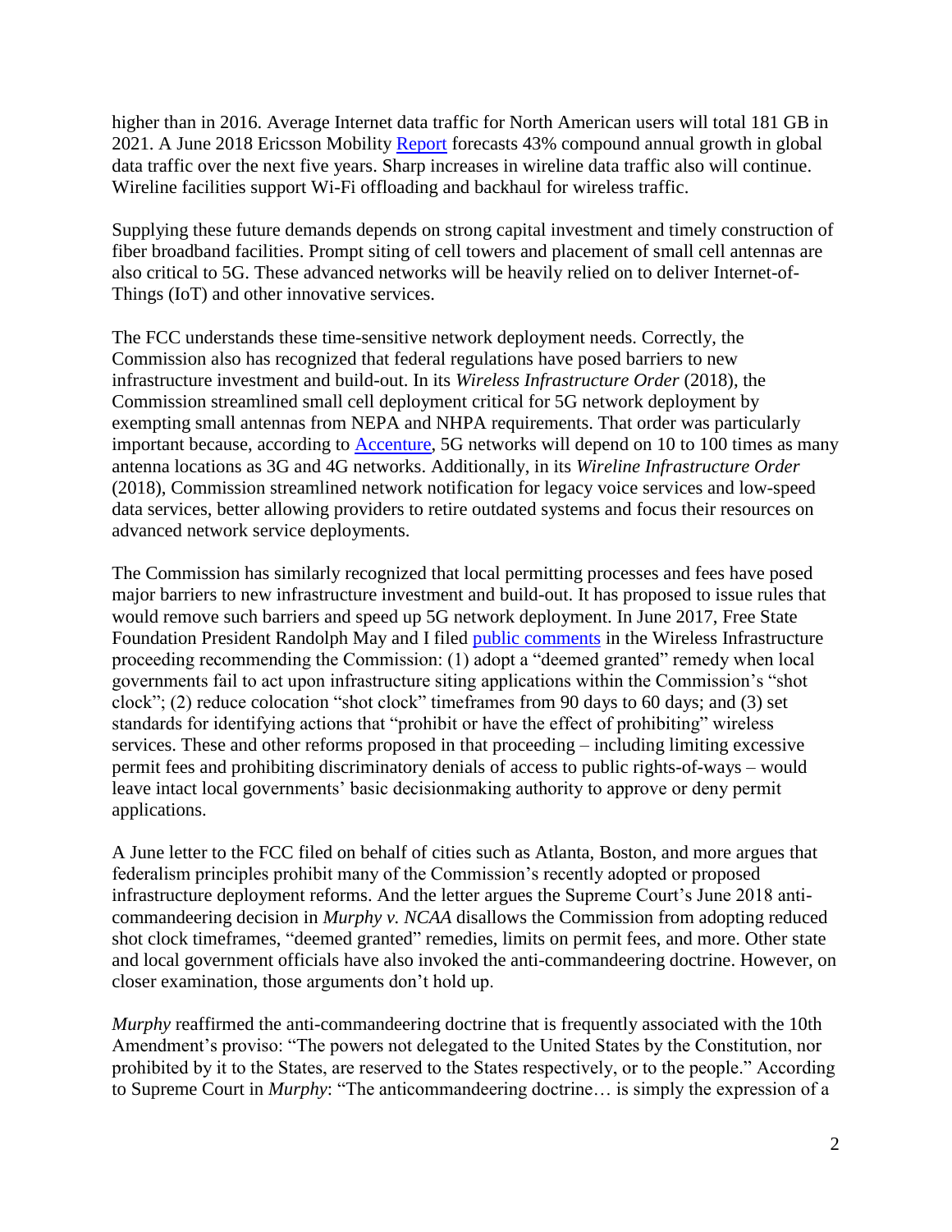higher than in 2016. Average Internet data traffic for North American users will total 181 GB in 2021. A June 2018 Ericsson Mobility Report forecasts 43% compound annual growth in global data traffic over the next five years. Sharp increases in wireline data traffic also will continue. Wireline facilities support Wi-Fi offloading and backhaul for wireless traffic.

Supplying these future demands depends on strong capital investment and timely construction of fiber broadband facilities. Prompt siting of cell towers and placement of small cell antennas are also critical to 5G. These advanced networks will be heavily relied on to deliver Internet-of-Things (IoT) and other innovative services.

The FCC understands these time-sensitive network deployment needs. Correctly, the Commission also has recognized that federal regulations have posed barriers to new infrastructure investment and build-out. In its *Wireless Infrastructure Order* (2018), the Commission streamlined small cell deployment critical for 5G network deployment by exempting small antennas from NEPA and NHPA requirements. That order was particularly important because, according to Accenture, 5G networks will depend on 10 to 100 times as many antenna locations as 3G and 4G networks. Additionally, in its *Wireline Infrastructure Order* (2018), Commission streamlined network notification for legacy voice services and low-speed data services, better allowing providers to retire outdated systems and focus their resources on advanced network service deployments.

The Commission has similarly recognized that local permitting processes and fees have posed major barriers to new infrastructure investment and build-out. It has proposed to issue rules that would remove such barriers and speed up 5G network deployment. In June 2017, Free State Foundation President Randolph May and I filed public comments in the Wireless Infrastructure proceeding recommending the Commission: (1) adopt a "deemed granted" remedy when local governments fail to act upon infrastructure siting applications within the Commission's "shot clock"; (2) reduce colocation "shot clock" timeframes from 90 days to 60 days; and (3) set standards for identifying actions that "prohibit or have the effect of prohibiting" wireless services. These and other reforms proposed in that proceeding – including limiting excessive permit fees and prohibiting discriminatory denials of access to public rights-of-ways – would leave intact local governments' basic decisionmaking authority to approve or deny permit applications.

A June letter to the FCC filed on behalf of cities such as Atlanta, Boston, and more argues that federalism principles prohibit many of the Commission's recently adopted or proposed infrastructure deployment reforms. And the letter argues the Supreme Court's June 2018 anti-commandeering decision in *Murphy v. NCAA* disallows the Commission from adopting reduced shot clock timeframes, "deemed granted" remedies, limits on permit fees, and more. Other state and local government officials have also invoked the anti-commandeering doctrine. However, on closer examination, those arguments don't hold up.

*Murphy* reaffirmed the anti-commandeering doctrine that is frequently associated with the 10th Amendment's proviso: "The powers not delegated to the United States by the Constitution, nor prohibited by it to the States, are reserved to the States respectively, or to the people." According to Supreme Court in *Murphy*: "The anticommandeering doctrine… is simply the expression of a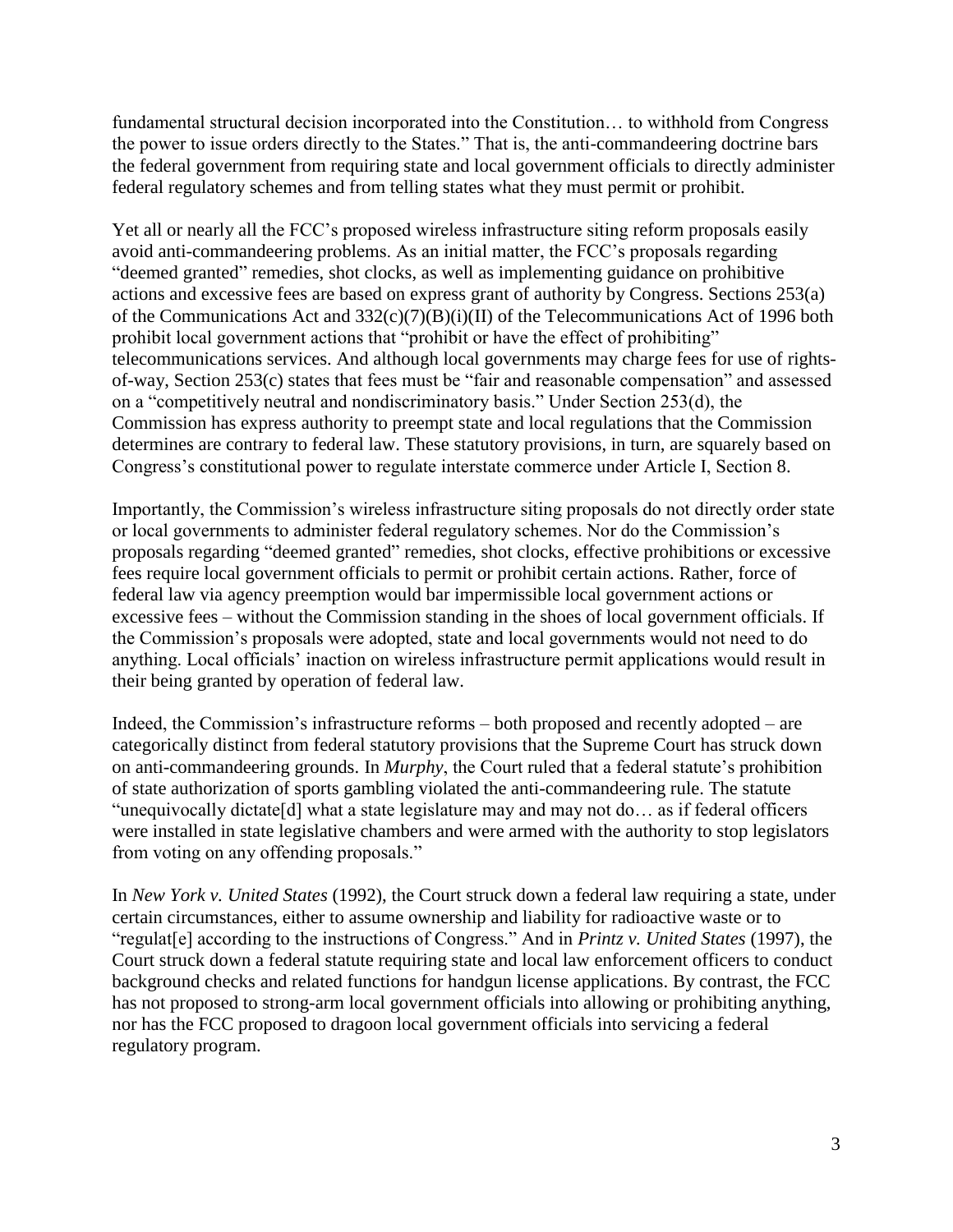fundamental structural decision incorporated into the Constitution… to withhold from Congress the power to issue orders directly to the States." That is, the anti-commandeering doctrine bars the federal government from requiring state and local government officials to directly administer federal regulatory schemes and from telling states what they must permit or prohibit.

Yet all or nearly all the FCC's proposed wireless infrastructure siting reform proposals easily avoid anti-commandeering problems. As an initial matter, the FCC's proposals regarding "deemed granted" remedies, shot clocks, as well as implementing guidance on prohibitive actions and excessive fees are based on express grant of authority by Congress. Sections 253(a) of the Communications Act and 332(c)(7)(B)(i)(II) of the Telecommunications Act of 1996 both prohibit local government actions that "prohibit or have the effect of prohibiting" telecommunications services. And although local governments may charge fees for use of rights-of-way, Section 253(c) states that fees must be "fair and reasonable compensation" and assessed on a "competitively neutral and nondiscriminatory basis." Under Section 253(d), the Commission has express authority to preempt state and local regulations that the Commission determines are contrary to federal law. These statutory provisions, in turn, are squarely based on Congress's constitutional power to regulate interstate commerce under Article I, Section 8.

Importantly, the Commission's wireless infrastructure siting proposals do not directly order state or local governments to administer federal regulatory schemes. Nor do the Commission's proposals regarding "deemed granted" remedies, shot clocks, effective prohibitions or excessive fees require local government officials to permit or prohibit certain actions. Rather, force of federal law via agency preemption would bar impermissible local government actions or excessive fees – without the Commission standing in the shoes of local government officials. If the Commission's proposals were adopted, state and local governments would not need to do anything. Local officials' inaction on wireless infrastructure permit applications would result in their being granted by operation of federal law.

Indeed, the Commission's infrastructure reforms – both proposed and recently adopted – are categorically distinct from federal statutory provisions that the Supreme Court has struck down on anti-commandeering grounds. In *Murphy*, the Court ruled that a federal statute's prohibition of state authorization of sports gambling violated the anti-commandeering rule. The statute "unequivocally dictate[d] what a state legislature may and may not do… as if federal officers were installed in state legislative chambers and were armed with the authority to stop legislators from voting on any offending proposals."

In *New York v. United States* (1992), the Court struck down a federal law requiring a state, under certain circumstances, either to assume ownership and liability for radioactive waste or to "regulat[e] according to the instructions of Congress." And in *Printz v. United States* (1997), the Court struck down a federal statute requiring state and local law enforcement officers to conduct background checks and related functions for handgun license applications. By contrast, the FCC has not proposed to strong-arm local government officials into allowing or prohibiting anything, nor has the FCC proposed to dragoon local government officials into servicing a federal regulatory program.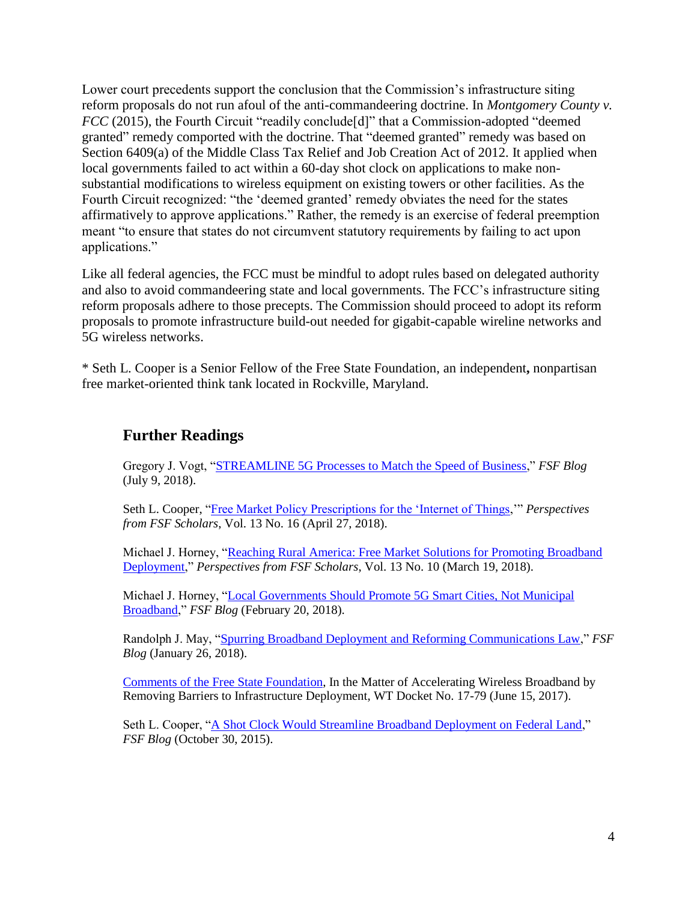Lower court precedents support the conclusion that the Commission's infrastructure siting reform proposals do not run afoul of the anti-commandeering doctrine. In *Montgomery County v. FCC* (2015), the Fourth Circuit "readily conclude[d]" that a Commission-adopted "deemed granted" remedy comported with the doctrine. That "deemed granted" remedy was based on Section 6409(a) of the Middle Class Tax Relief and Job Creation Act of 2012. It applied when local governments failed to act within a 60-day shot clock on applications to make non-substantial modifications to wireless equipment on existing towers or other facilities. As the Fourth Circuit recognized: "the 'deemed granted' remedy obviates the need for the states affirmatively to approve applications." Rather, the remedy is an exercise of federal preemption meant "to ensure that states do not circumvent statutory requirements by failing to act upon applications."

Like all federal agencies, the FCC must be mindful to adopt rules based on delegated authority and also to avoid commandeering state and local governments. The FCC's infrastructure siting reform proposals adhere to those precepts. The Commission should proceed to adopt its reform proposals to promote infrastructure build-out needed for gigabit-capable wireline networks and 5G wireless networks.

\* Seth L. Cooper is a Senior Fellow of the Free State Foundation, an independent**,** nonpartisan free market-oriented think tank located in Rockville, Maryland.

## Further Readings

Gregory J. Vogt, "STREAMLINE 5G Processes to Match the Speed of Business," *FSF Blog* (July 9, 2018).

Seth L. Cooper, "Free Market Policy Prescriptions for the 'Internet of Things,'" *Perspectives from FSF Scholars*, Vol. 13 No. 16 (April 27, 2018).

Michael J. Horney, "Reaching Rural America: Free Market Solutions for Promoting Broadband Deployment," *Perspectives from FSF Scholars*, Vol. 13 No. 10 (March 19, 2018).

Michael J. Horney, "Local Governments Should Promote 5G Smart Cities, Not Municipal Broadband," *FSF Blog* (February 20, 2018).

Randolph J. May, "Spurring Broadband Deployment and Reforming Communications Law," *FSF Blog* (January 26, 2018).

Comments of the Free State Foundation, In the Matter of Accelerating Wireless Broadband by Removing Barriers to Infrastructure Deployment, WT Docket No. 17-79 (June 15, 2017).

Seth L. Cooper, "A Shot Clock Would Streamline Broadband Deployment on Federal Land," *FSF Blog* (October 30, 2015).